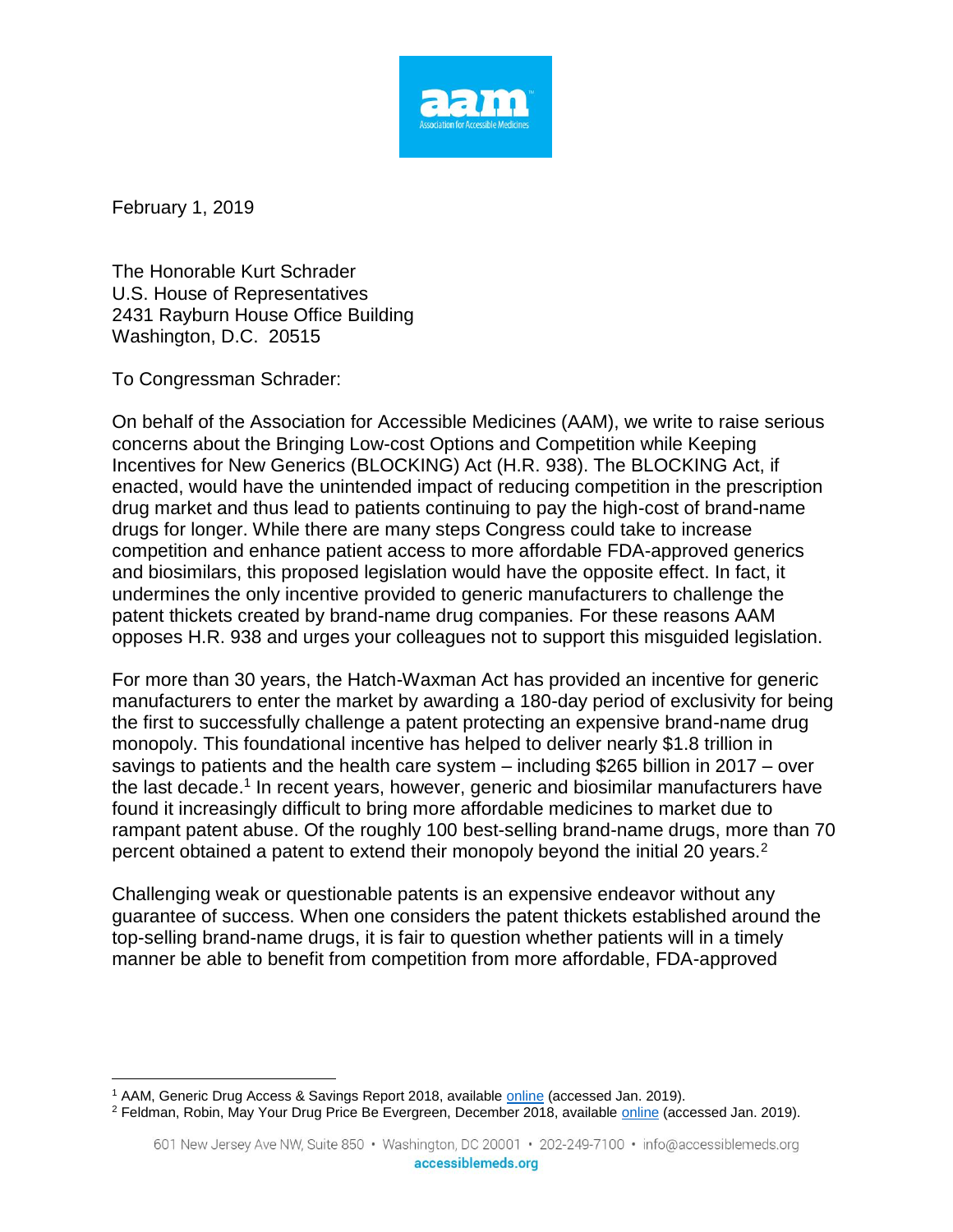February 1, 2019

The Honorable Kurt Schrader
U.S. House of Representatives
2431 Rayburn House Office Building
Washington, D.C. 20515

To Congressman Schrader:

On behalf of the Association for Accessible Medicines (AAM), we write to raise serious concerns about the Bringing Low-cost Options and Competition while Keeping Incentives for New Generics (BLOCKING) Act (H.R. 938). The BLOCKING Act, if enacted, would have the unintended impact of reducing competition in the prescription drug market and thus lead to patients continuing to pay the high-cost of brand-name drugs for longer. While there are many steps Congress could take to increase competition and enhance patient access to more affordable FDA-approved generics and biosimilars, this proposed legislation would have the opposite effect. In fact, it undermines the only incentive provided to generic manufacturers to challenge the patent thickets created by brand-name drug companies. For these reasons AAM opposes H.R. 938 and urges your colleagues not to support this misguided legislation.

For more than 30 years, the Hatch-Waxman Act has provided an incentive for generic manufacturers to enter the market by awarding a 180-day period of exclusivity for being the first to successfully challenge a patent protecting an expensive brand-name drug monopoly. This foundational incentive has helped to deliver nearly $1.8 trillion in savings to patients and the health care system – including $265 billion in 2017 – over the last decade.[1] In recent years, however, generic and biosimilar manufacturers have found it increasingly difficult to bring more affordable medicines to market due to rampant patent abuse. Of the roughly 100 best-selling brand-name drugs, more than 70 percent obtained a patent to extend their monopoly beyond the initial 20 years.[2]

Challenging weak or questionable patents is an expensive endeavor without any guarantee of success. When one considers the patent thickets established around the top-selling brand-name drugs, it is fair to question whether patients will in a timely manner be able to benefit from competition from more affordable, FDA-approved

[1] AAM, Generic Drug Access & Savings Report 2018, available online (accessed Jan. 2019).

[2] Feldman, Robin, May Your Drug Price Be Evergreen, December 2018, available online (accessed Jan. 2019).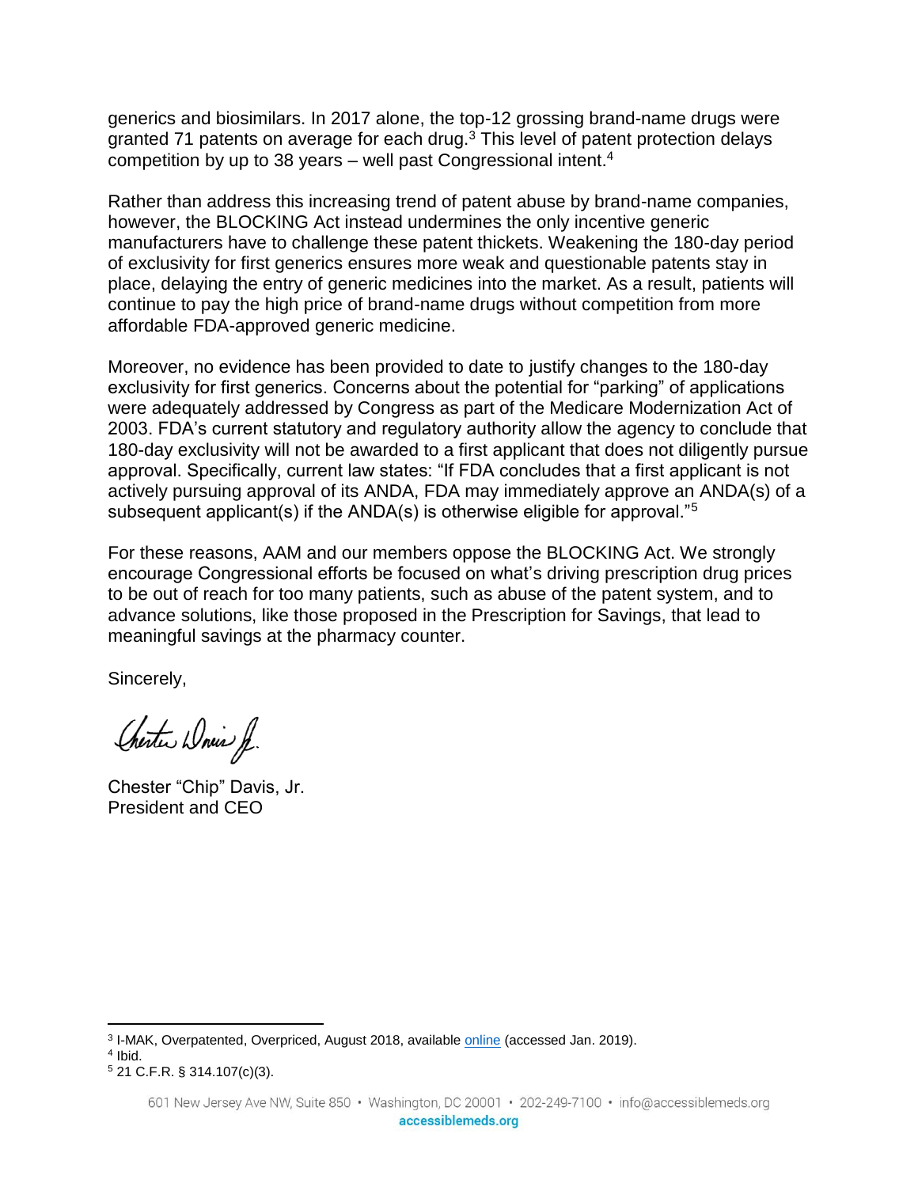generics and biosimilars. In 2017 alone, the top-12 grossing brand-name drugs were granted 71 patents on average for each drug.[3] This level of patent protection delays competition by up to 38 years – well past Congressional intent.[4]

Rather than address this increasing trend of patent abuse by brand-name companies, however, the BLOCKING Act instead undermines the only incentive generic manufacturers have to challenge these patent thickets. Weakening the 180-day period of exclusivity for first generics ensures more weak and questionable patents stay in place, delaying the entry of generic medicines into the market. As a result, patients will continue to pay the high price of brand-name drugs without competition from more affordable FDA-approved generic medicine.

Moreover, no evidence has been provided to date to justify changes to the 180-day exclusivity for first generics. Concerns about the potential for "parking" of applications were adequately addressed by Congress as part of the Medicare Modernization Act of 2003. FDA's current statutory and regulatory authority allow the agency to conclude that 180-day exclusivity will not be awarded to a first applicant that does not diligently pursue approval. Specifically, current law states: "If FDA concludes that a first applicant is not actively pursuing approval of its ANDA, FDA may immediately approve an ANDA(s) of a subsequent applicant(s) if the ANDA(s) is otherwise eligible for approval."[5]

For these reasons, AAM and our members oppose the BLOCKING Act. We strongly encourage Congressional efforts be focused on what's driving prescription drug prices to be out of reach for too many patients, such as abuse of the patent system, and to advance solutions, like those proposed in the Prescription for Savings, that lead to meaningful savings at the pharmacy counter.

Sincerely,

Chester "Chip" Davis, Jr.
President and CEO

---

[3] I-MAK, Overpatented, Overpriced, August 2018, available online (accessed Jan. 2019).

[4] Ibid.

[5] 21 C.F.R. § 314.107(c)(3).